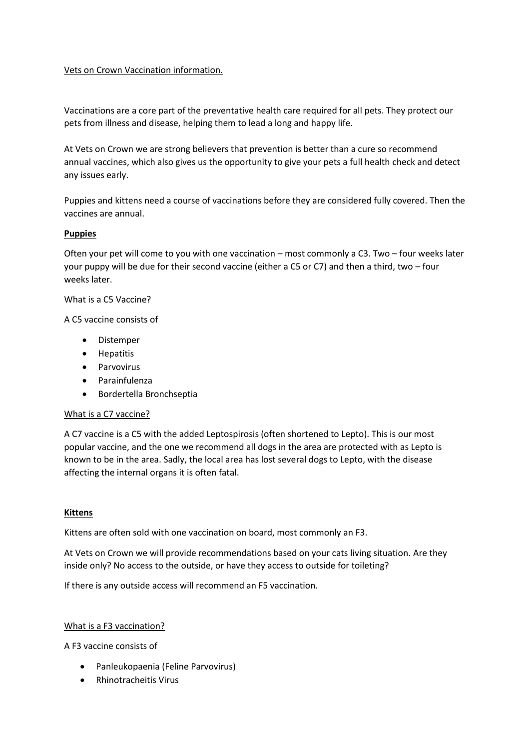Vets on Crown Vaccination information.

Vaccinations are a core part of the preventative health care required for all pets. They protect our pets from illness and disease, helping them to lead a long and happy life.

At Vets on Crown we are strong believers that prevention is better than a cure so recommend annual vaccines, which also gives us the opportunity to give your pets a full health check and detect any issues early.

Puppies and kittens need a course of vaccinations before they are considered fully covered. Then the vaccines are annual.

**Puppies**

Often your pet will come to you with one vaccination – most commonly a C3. Two – four weeks later your puppy will be due for their second vaccine (either a C5 or C7) and then a third, two – four weeks later.

What is a C5 Vaccine?

A C5 vaccine consists of

- Distemper
- Hepatitis
- Parvovirus
- Parainfulenza
- Bordertella Bronchseptia

What is a C7 vaccine?

A C7 vaccine is a C5 with the added Leptospirosis (often shortened to Lepto). This is our most popular vaccine, and the one we recommend all dogs in the area are protected with as Lepto is known to be in the area. Sadly, the local area has lost several dogs to Lepto, with the disease affecting the internal organs it is often fatal.

**Kittens**

Kittens are often sold with one vaccination on board, most commonly an F3.

At Vets on Crown we will provide recommendations based on your cats living situation. Are they inside only? No access to the outside, or have they access to outside for toileting?

If there is any outside access will recommend an F5 vaccination.

What is a F3 vaccination?

A F3 vaccine consists of

- Panleukopaenia (Feline Parvovirus)
- Rhinotracheitis Virus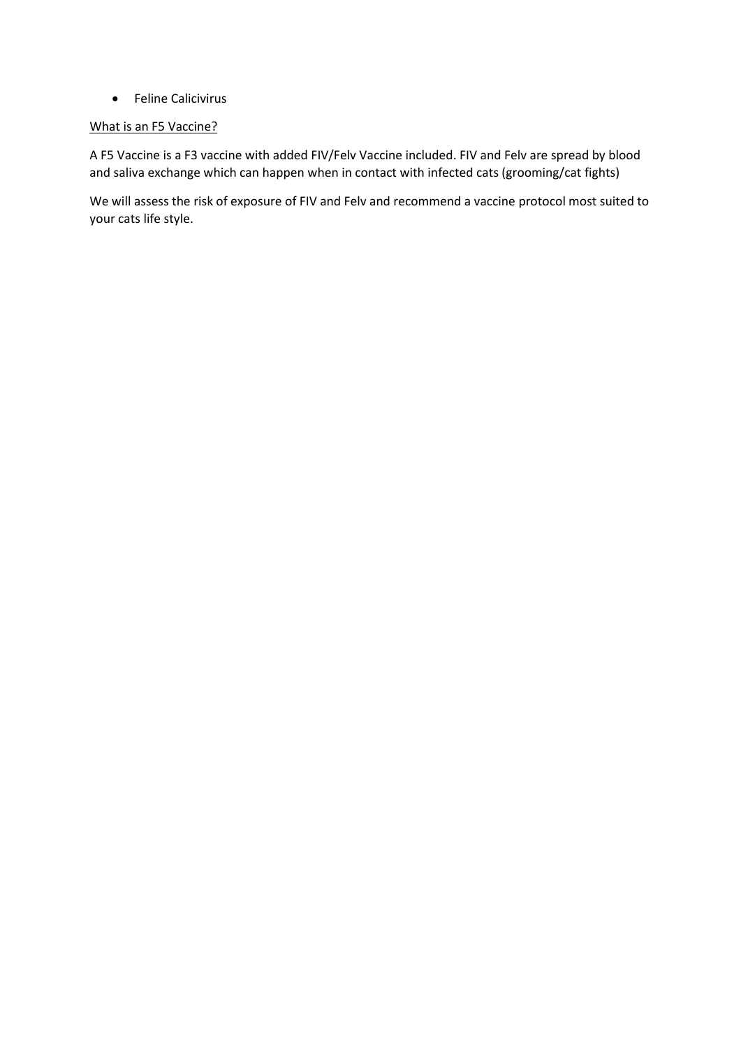- Feline Calicivirus

What is an F5 Vaccine?

A F5 Vaccine is a F3 vaccine with added FIV/Felv Vaccine included. FIV and Felv are spread by blood and saliva exchange which can happen when in contact with infected cats (grooming/cat fights)

We will assess the risk of exposure of FIV and Felv and recommend a vaccine protocol most suited to your cats life style.